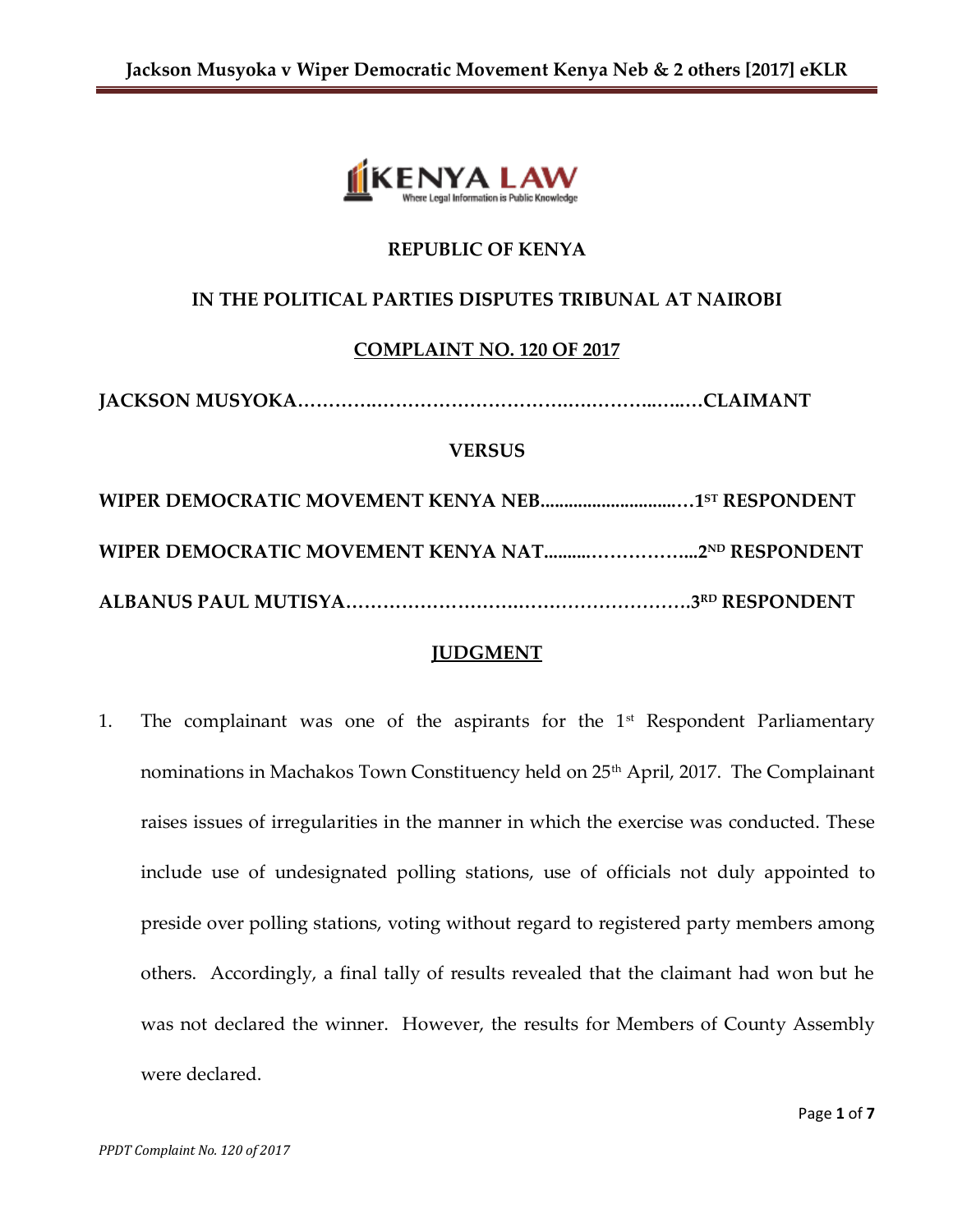**REPUBLIC OF KENYA**

**IN THE POLITICAL PARTIES DISPUTES TRIBUNAL AT NAIROBI**

**COMPLAINT NO. 120 OF 2017**

**JACKSON MUSYOKA…………………………………………………………CLAIMANT**

**VERSUS**

**WIPER DEMOCRATIC MOVEMENT KENYA NEB……………………………1ST RESPONDENT**

**WIPER DEMOCRATIC MOVEMENT KENYA NAT……………………………2ND RESPONDENT**

**ALBANUS PAUL MUTISYA………………………………………………3RD RESPONDENT**

**JUDGMENT**

1. The complainant was one of the aspirants for the 1st Respondent Parliamentary nominations in Machakos Town Constituency held on 25th April, 2017. The Complainant raises issues of irregularities in the manner in which the exercise was conducted. These include use of undesignated polling stations, use of officials not duly appointed to preside over polling stations, voting without regard to registered party members among others. Accordingly, a final tally of results revealed that the claimant had won but he was not declared the winner. However, the results for Members of County Assembly were declared.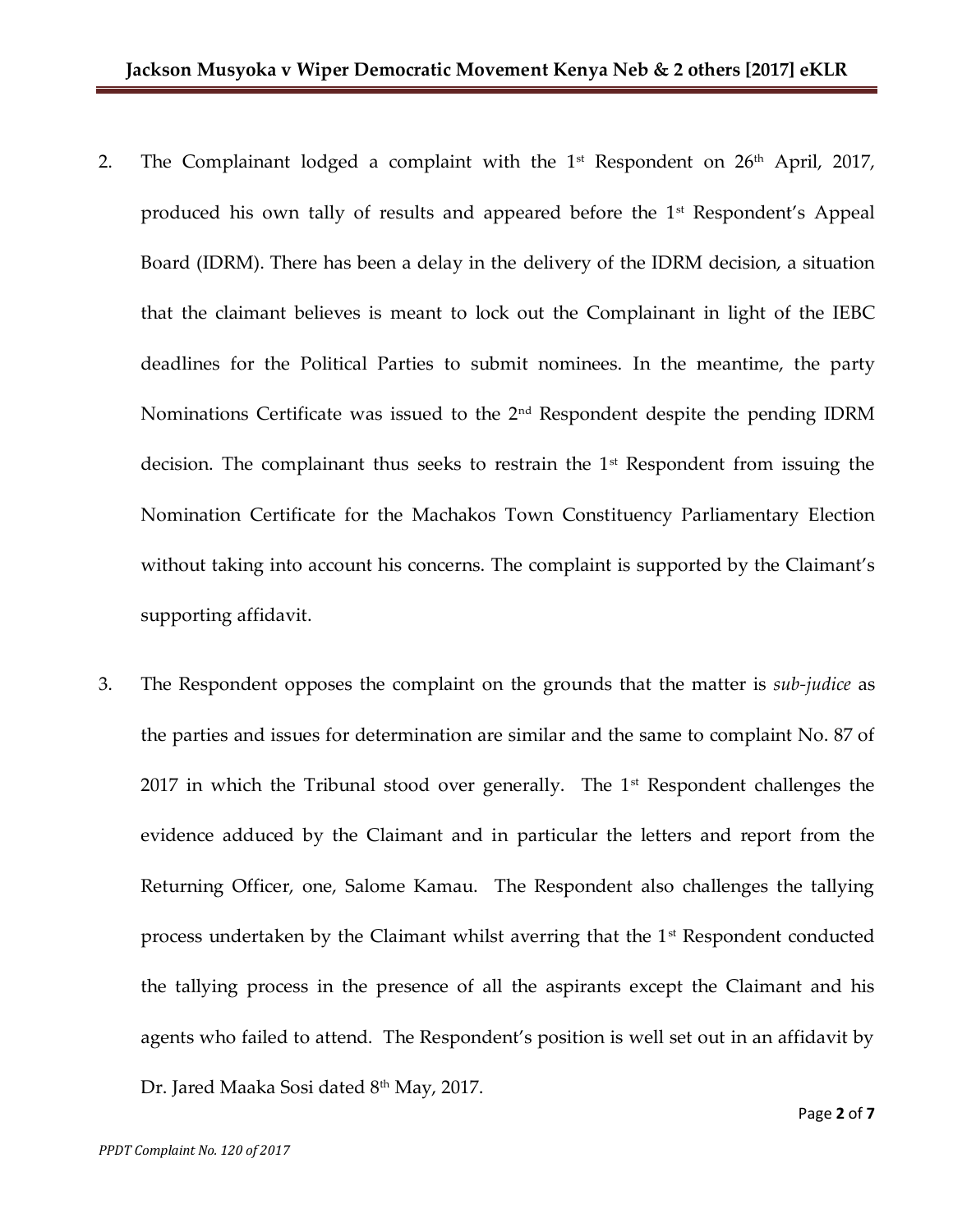2. The Complainant lodged a complaint with the 1st Respondent on 26th April, 2017, produced his own tally of results and appeared before the 1st Respondent's Appeal Board (IDRM). There has been a delay in the delivery of the IDRM decision, a situation that the claimant believes is meant to lock out the Complainant in light of the IEBC deadlines for the Political Parties to submit nominees. In the meantime, the party Nominations Certificate was issued to the 2nd Respondent despite the pending IDRM decision. The complainant thus seeks to restrain the 1st Respondent from issuing the Nomination Certificate for the Machakos Town Constituency Parliamentary Election without taking into account his concerns. The complaint is supported by the Claimant's supporting affidavit.

3. The Respondent opposes the complaint on the grounds that the matter is *sub-judice* as the parties and issues for determination are similar and the same to complaint No. 87 of 2017 in which the Tribunal stood over generally. The 1st Respondent challenges the evidence adduced by the Claimant and in particular the letters and report from the Returning Officer, one, Salome Kamau. The Respondent also challenges the tallying process undertaken by the Claimant whilst averring that the 1st Respondent conducted the tallying process in the presence of all the aspirants except the Claimant and his agents who failed to attend. The Respondent's position is well set out in an affidavit by Dr. Jared Maaka Sosi dated 8th May, 2017.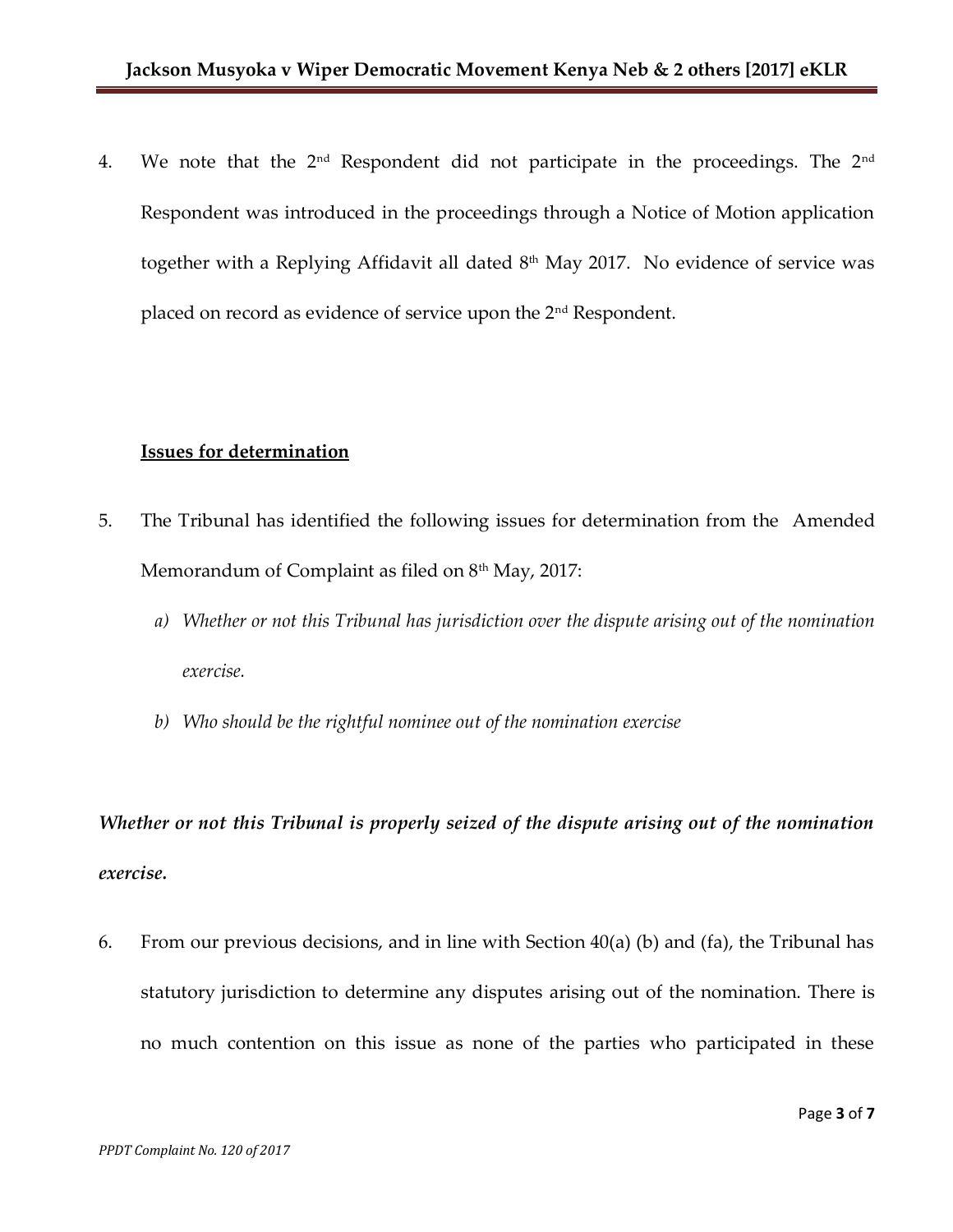4. We note that the 2nd Respondent did not participate in the proceedings. The 2nd Respondent was introduced in the proceedings through a Notice of Motion application together with a Replying Affidavit all dated 8th May 2017. No evidence of service was placed on record as evidence of service upon the 2nd Respondent.

**Issues for determination**

5. The Tribunal has identified the following issues for determination from the Amended Memorandum of Complaint as filed on 8th May, 2017:

   a) *Whether or not this Tribunal has jurisdiction over the dispute arising out of the nomination exercise.*

   b) *Who should be the rightful nominee out of the nomination exercise*

***Whether or not this Tribunal is properly seized of the dispute arising out of the nomination exercise.***

6. From our previous decisions, and in line with Section 40(a) (b) and (fa), the Tribunal has statutory jurisdiction to determine any disputes arising out of the nomination. There is no much contention on this issue as none of the parties who participated in these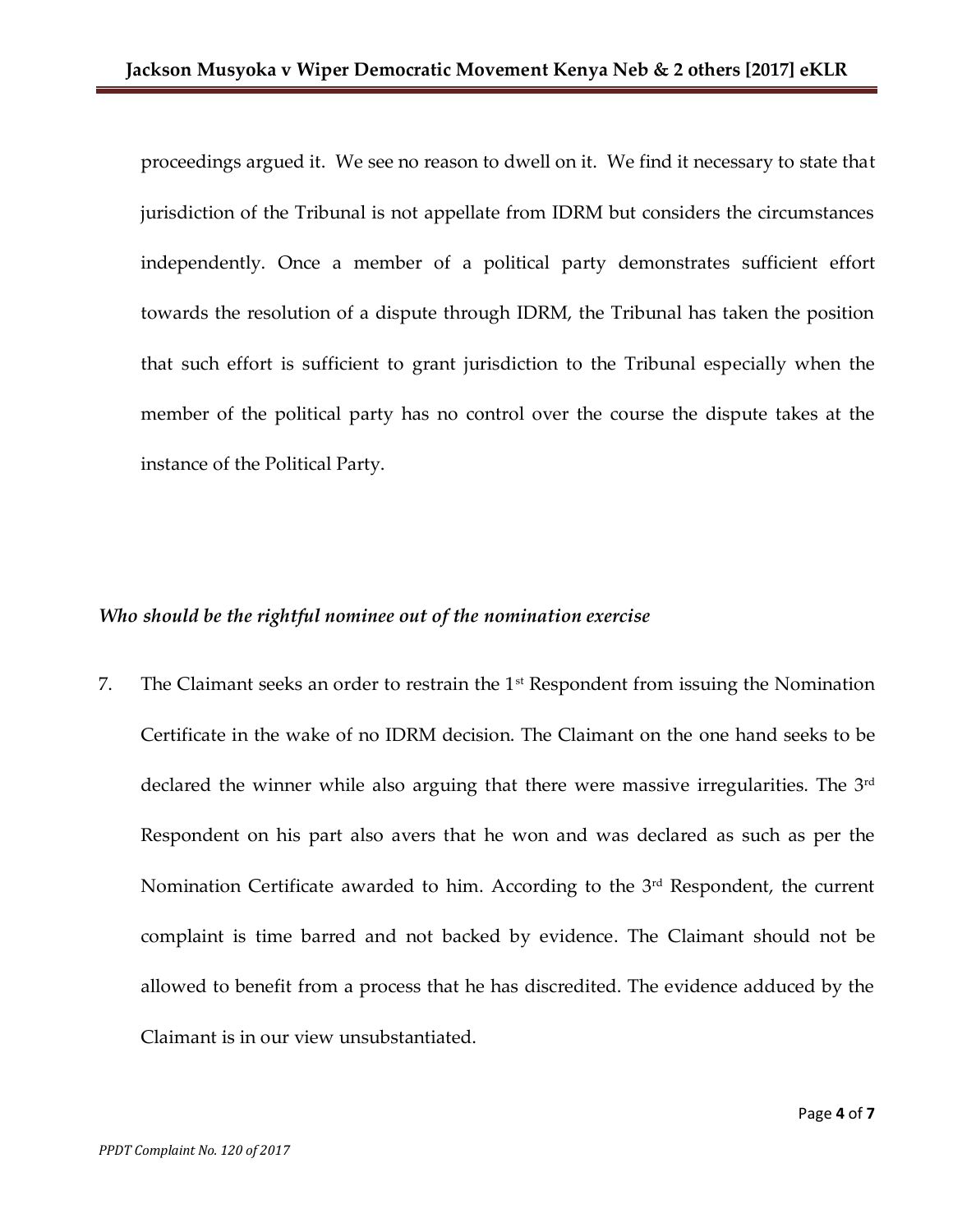proceedings argued it. We see no reason to dwell on it. We find it necessary to state that jurisdiction of the Tribunal is not appellate from IDRM but considers the circumstances independently. Once a member of a political party demonstrates sufficient effort towards the resolution of a dispute through IDRM, the Tribunal has taken the position that such effort is sufficient to grant jurisdiction to the Tribunal especially when the member of the political party has no control over the course the dispute takes at the instance of the Political Party.

*Who should be the rightful nominee out of the nomination exercise*

7. The Claimant seeks an order to restrain the 1st Respondent from issuing the Nomination Certificate in the wake of no IDRM decision. The Claimant on the one hand seeks to be declared the winner while also arguing that there were massive irregularities. The 3rd Respondent on his part also avers that he won and was declared as such as per the Nomination Certificate awarded to him. According to the 3rd Respondent, the current complaint is time barred and not backed by evidence. The Claimant should not be allowed to benefit from a process that he has discredited. The evidence adduced by the Claimant is in our view unsubstantiated.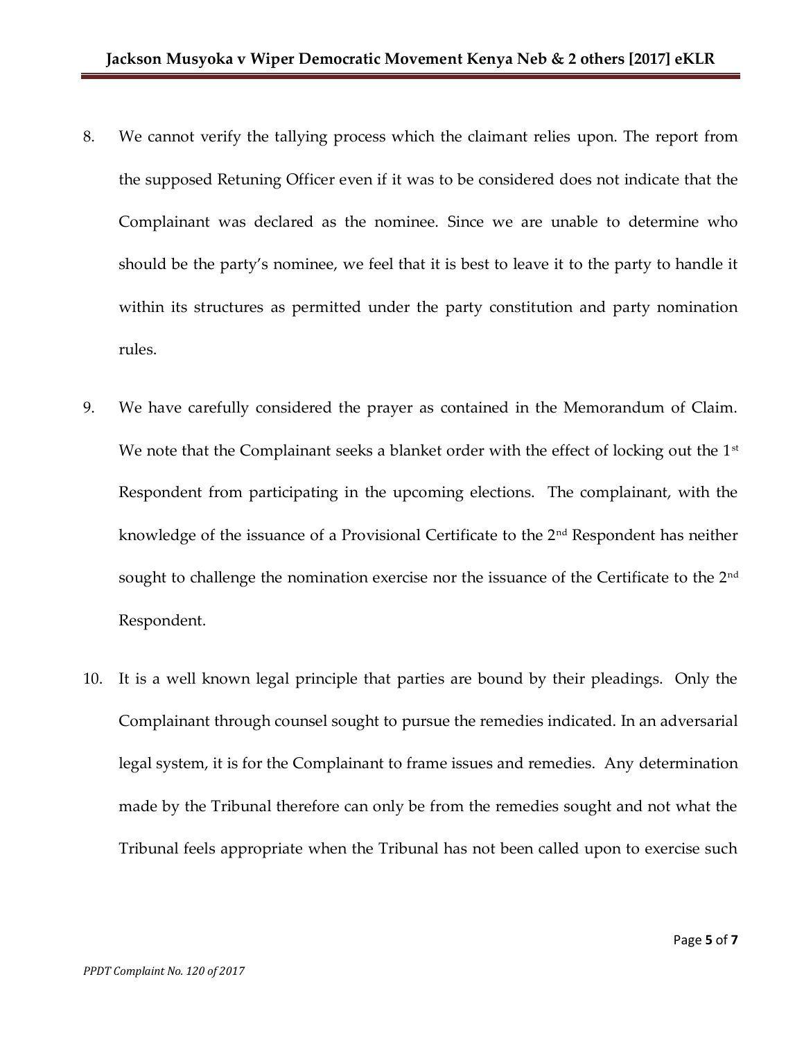8. We cannot verify the tallying process which the claimant relies upon. The report from the supposed Retuning Officer even if it was to be considered does not indicate that the Complainant was declared as the nominee. Since we are unable to determine who should be the party's nominee, we feel that it is best to leave it to the party to handle it within its structures as permitted under the party constitution and party nomination rules.

9. We have carefully considered the prayer as contained in the Memorandum of Claim. We note that the Complainant seeks a blanket order with the effect of locking out the 1st Respondent from participating in the upcoming elections. The complainant, with the knowledge of the issuance of a Provisional Certificate to the 2nd Respondent has neither sought to challenge the nomination exercise nor the issuance of the Certificate to the 2nd Respondent.

10. It is a well known legal principle that parties are bound by their pleadings. Only the Complainant through counsel sought to pursue the remedies indicated. In an adversarial legal system, it is for the Complainant to frame issues and remedies. Any determination made by the Tribunal therefore can only be from the remedies sought and not what the Tribunal feels appropriate when the Tribunal has not been called upon to exercise such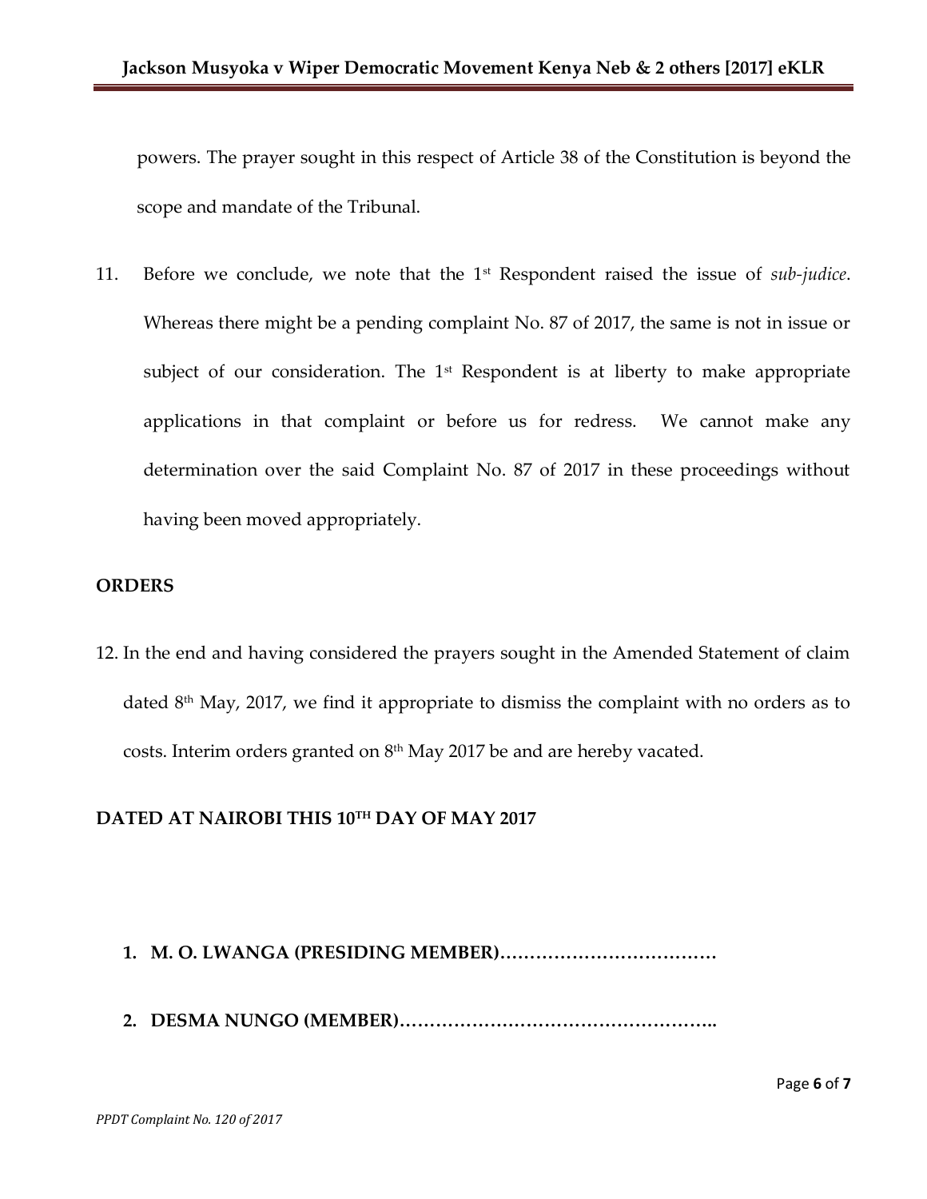powers. The prayer sought in this respect of Article 38 of the Constitution is beyond the scope and mandate of the Tribunal.

11. Before we conclude, we note that the 1st Respondent raised the issue of *sub-judice*. Whereas there might be a pending complaint No. 87 of 2017, the same is not in issue or subject of our consideration. The 1st Respondent is at liberty to make appropriate applications in that complaint or before us for redress. We cannot make any determination over the said Complaint No. 87 of 2017 in these proceedings without having been moved appropriately.

**ORDERS**

12. In the end and having considered the prayers sought in the Amended Statement of claim dated 8th May, 2017, we find it appropriate to dismiss the complaint with no orders as to costs. Interim orders granted on 8th May 2017 be and are hereby vacated.

**DATED AT NAIROBI THIS 10TH DAY OF MAY 2017**

1. **M. O. LWANGA (PRESIDING MEMBER)………………………………**

2. **DESMA NUNGO (MEMBER)…………………………………………..**

*PPDT Complaint No. 120 of 2017*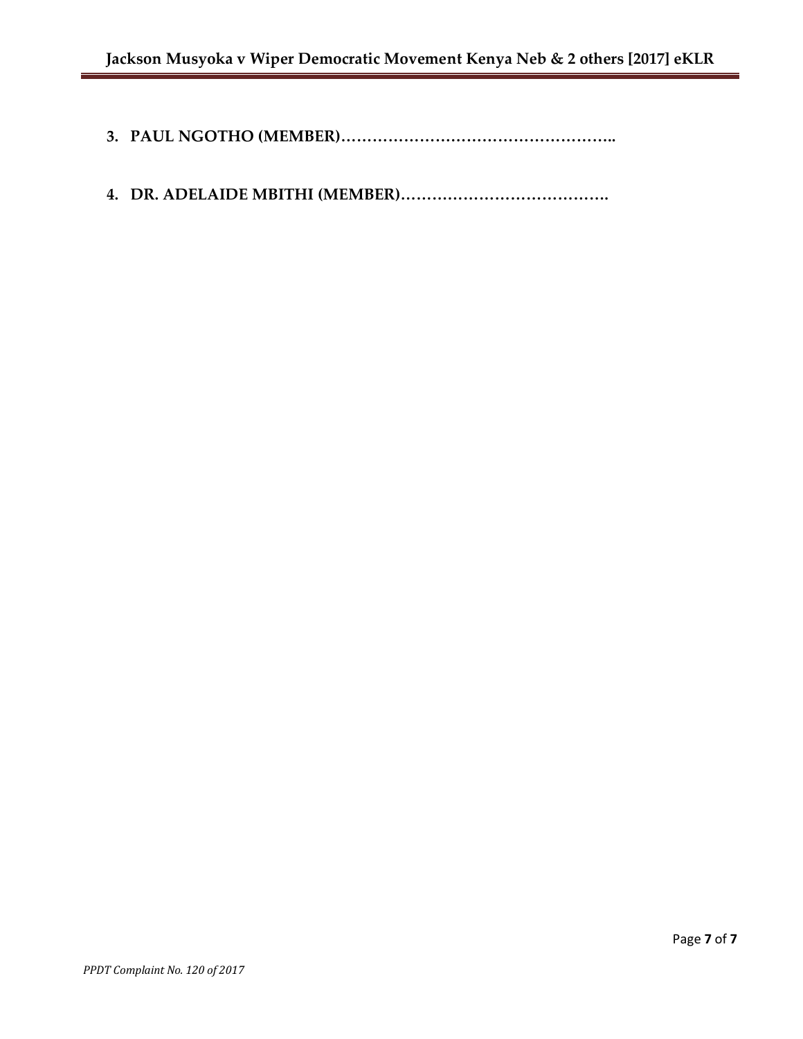3. **PAUL NGOTHO (MEMBER)……………………………………………..**

4. **DR. ADELAIDE MBITHI (MEMBER)………………………………….**